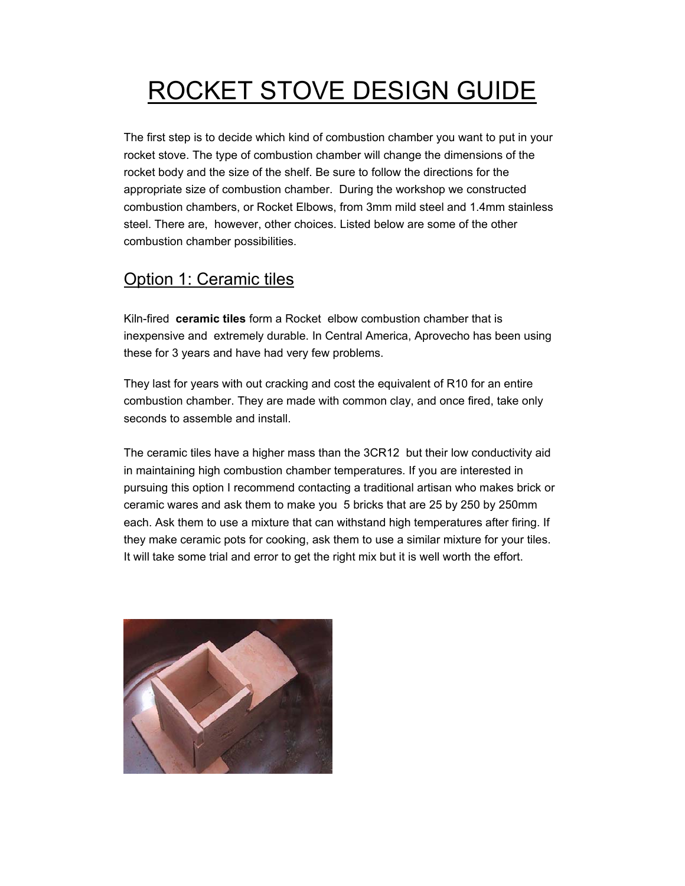# ROCKET STOVE DESIGN GUIDE

The first step is to decide which kind of combustion chamber you want to put in your rocket stove. The type of combustion chamber will change the dimensions of the rocket body and the size of the shelf. Be sure to follow the directions for the appropriate size of combustion chamber. During the workshop we constructed combustion chambers, or Rocket Elbows, from 3mm mild steel and 1.4mm stainless steel. There are, however, other choices. Listed below are some of the other combustion chamber possibilities.

## Option 1: Ceramic tiles

Kiln-fired **ceramic tiles** form a Rocket elbow combustion chamber that is inexpensive and extremely durable. In Central America, Aprovecho has been using these for 3 years and have had very few problems.

They last for years with out cracking and cost the equivalent of R10 for an entire combustion chamber. They are made with common clay, and once fired, take only seconds to assemble and install.

The ceramic tiles have a higher mass than the 3CR12 but their low conductivity aid in maintaining high combustion chamber temperatures. If you are interested in pursuing this option I recommend contacting a traditional artisan who makes brick or ceramic wares and ask them to make you 5 bricks that are 25 by 250 by 250mm each. Ask them to use a mixture that can withstand high temperatures after firing. If they make ceramic pots for cooking, ask them to use a similar mixture for your tiles. It will take some trial and error to get the right mix but it is well worth the effort.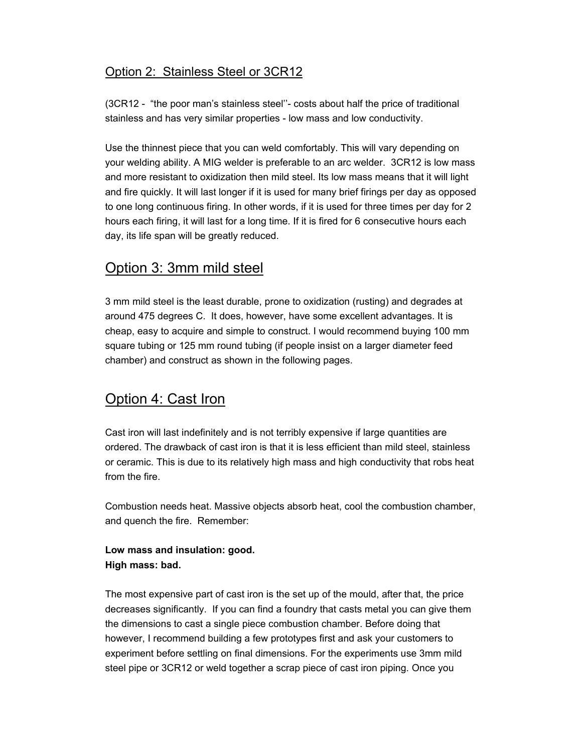## Option 2: Stainless Steel or 3CR12

(3CR12 - "the poor man's stainless steel''- costs about half the price of traditional stainless and has very similar properties - low mass and low conductivity.

Use the thinnest piece that you can weld comfortably. This will vary depending on your welding ability. A MIG welder is preferable to an arc welder. 3CR12 is low mass and more resistant to oxidization then mild steel. Its low mass means that it will light and fire quickly. It will last longer if it is used for many brief firings per day as opposed to one long continuous firing. In other words, if it is used for three times per day for 2 hours each firing, it will last for a long time. If it is fired for 6 consecutive hours each day, its life span will be greatly reduced.

## Option 3: 3mm mild steel

3 mm mild steel is the least durable, prone to oxidization (rusting) and degrades at around 475 degrees C. It does, however, have some excellent advantages. It is cheap, easy to acquire and simple to construct. I would recommend buying 100 mm square tubing or 125 mm round tubing (if people insist on a larger diameter feed chamber) and construct as shown in the following pages.

## Option 4: Cast Iron

Cast iron will last indefinitely and is not terribly expensive if large quantities are ordered. The drawback of cast iron is that it is less efficient than mild steel, stainless or ceramic. This is due to its relatively high mass and high conductivity that robs heat from the fire.

Combustion needs heat. Massive objects absorb heat, cool the combustion chamber, and quench the fire. Remember:

**Low mass and insulation: good.**
**High mass: bad.**

The most expensive part of cast iron is the set up of the mould, after that, the price decreases significantly. If you can find a foundry that casts metal you can give them the dimensions to cast a single piece combustion chamber. Before doing that however, I recommend building a few prototypes first and ask your customers to experiment before settling on final dimensions. For the experiments use 3mm mild steel pipe or 3CR12 or weld together a scrap piece of cast iron piping. Once you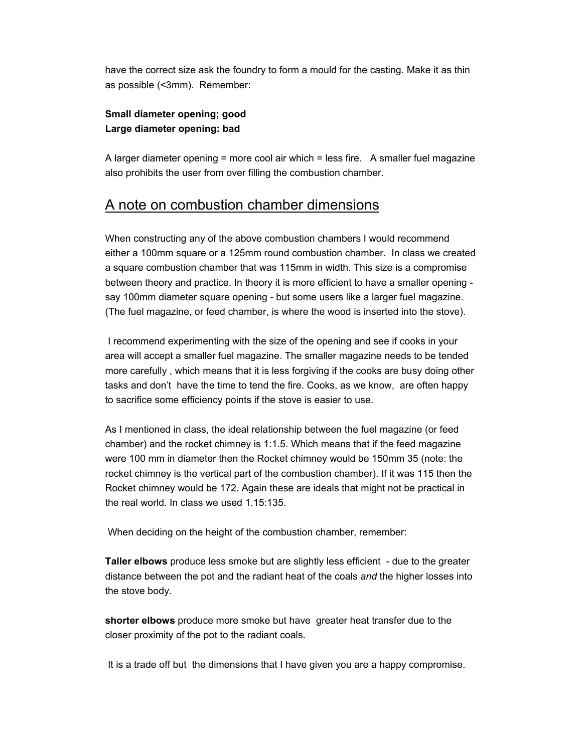have the correct size ask the foundry to form a mould for the casting. Make it as thin as possible (<3mm). Remember:

**Small diameter opening; good**
**Large diameter opening: bad**

A larger diameter opening = more cool air which = less fire. A smaller fuel magazine also prohibits the user from over filling the combustion chamber.

## A note on combustion chamber dimensions

When constructing any of the above combustion chambers I would recommend either a 100mm square or a 125mm round combustion chamber. In class we created a square combustion chamber that was 115mm in width. This size is a compromise between theory and practice. In theory it is more efficient to have a smaller opening - say 100mm diameter square opening - but some users like a larger fuel magazine. (The fuel magazine, or feed chamber, is where the wood is inserted into the stove).

I recommend experimenting with the size of the opening and see if cooks in your area will accept a smaller fuel magazine. The smaller magazine needs to be tended more carefully , which means that it is less forgiving if the cooks are busy doing other tasks and don't have the time to tend the fire. Cooks, as we know, are often happy to sacrifice some efficiency points if the stove is easier to use.

As I mentioned in class, the ideal relationship between the fuel magazine (or feed chamber) and the rocket chimney is 1:1.5. Which means that if the feed magazine were 100 mm in diameter then the Rocket chimney would be 150mm 35 (note: the rocket chimney is the vertical part of the combustion chamber). If it was 115 then the Rocket chimney would be 172. Again these are ideals that might not be practical in the real world. In class we used 1.15:135.

When deciding on the height of the combustion chamber, remember:

**Taller elbows** produce less smoke but are slightly less efficient - due to the greater distance between the pot and the radiant heat of the coals *and* the higher losses into the stove body.

**shorter elbows** produce more smoke but have greater heat transfer due to the closer proximity of the pot to the radiant coals.

It is a trade off but the dimensions that I have given you are a happy compromise.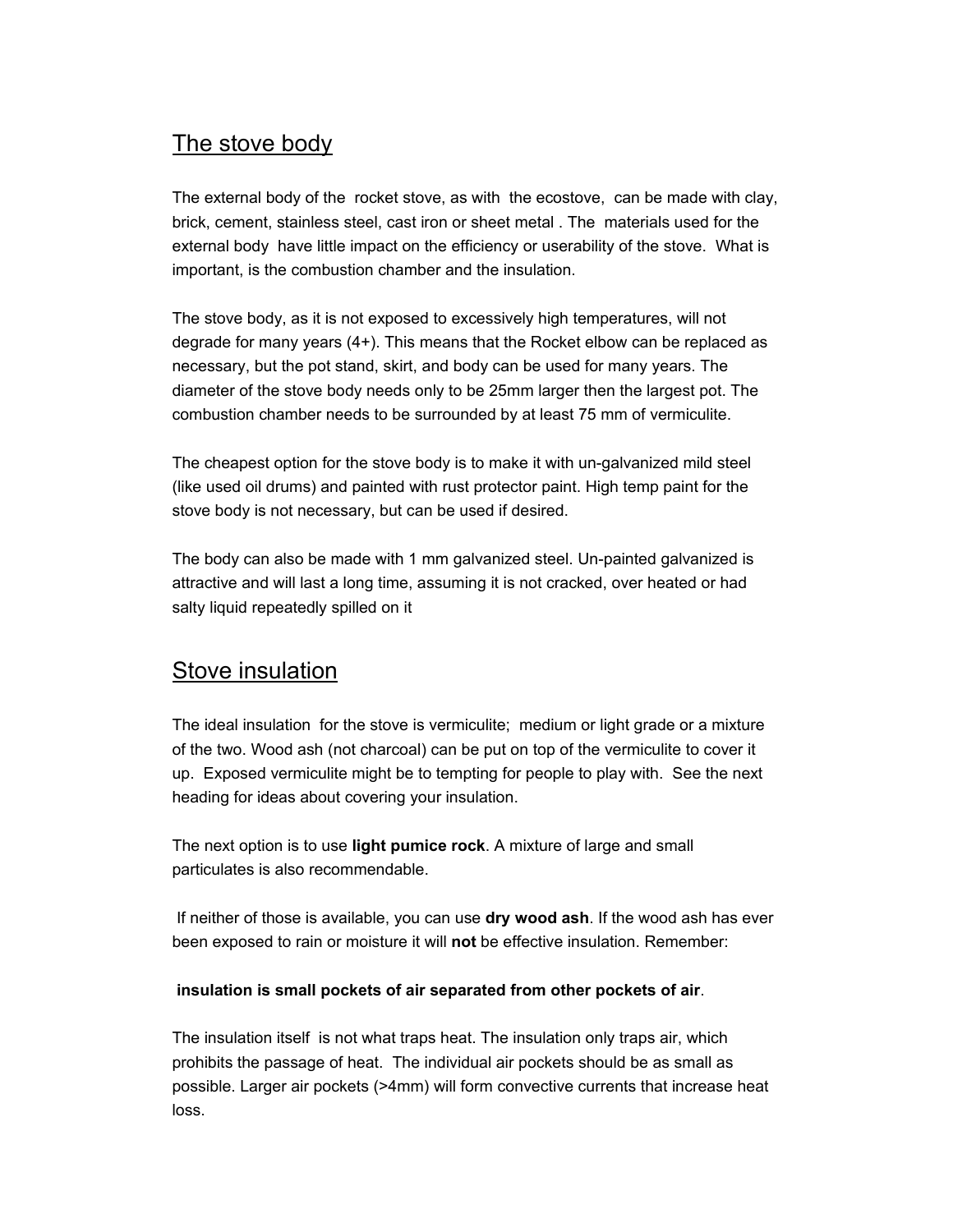## The stove body

The external body of the rocket stove, as with the ecostove, can be made with clay, brick, cement, stainless steel, cast iron or sheet metal . The materials used for the external body have little impact on the efficiency or userability of the stove. What is important, is the combustion chamber and the insulation.

The stove body, as it is not exposed to excessively high temperatures, will not degrade for many years (4+). This means that the Rocket elbow can be replaced as necessary, but the pot stand, skirt, and body can be used for many years. The diameter of the stove body needs only to be 25mm larger then the largest pot. The combustion chamber needs to be surrounded by at least 75 mm of vermiculite.

The cheapest option for the stove body is to make it with un-galvanized mild steel (like used oil drums) and painted with rust protector paint. High temp paint for the stove body is not necessary, but can be used if desired.

The body can also be made with 1 mm galvanized steel. Un-painted galvanized is attractive and will last a long time, assuming it is not cracked, over heated or had salty liquid repeatedly spilled on it

## Stove insulation

The ideal insulation for the stove is vermiculite; medium or light grade or a mixture of the two. Wood ash (not charcoal) can be put on top of the vermiculite to cover it up. Exposed vermiculite might be to tempting for people to play with. See the next heading for ideas about covering your insulation.

The next option is to use **light pumice rock**. A mixture of large and small particulates is also recommendable.

If neither of those is available, you can use **dry wood ash**. If the wood ash has ever been exposed to rain or moisture it will **not** be effective insulation. Remember:

**insulation is small pockets of air separated from other pockets of air**.

The insulation itself is not what traps heat. The insulation only traps air, which prohibits the passage of heat. The individual air pockets should be as small as possible. Larger air pockets (>4mm) will form convective currents that increase heat loss.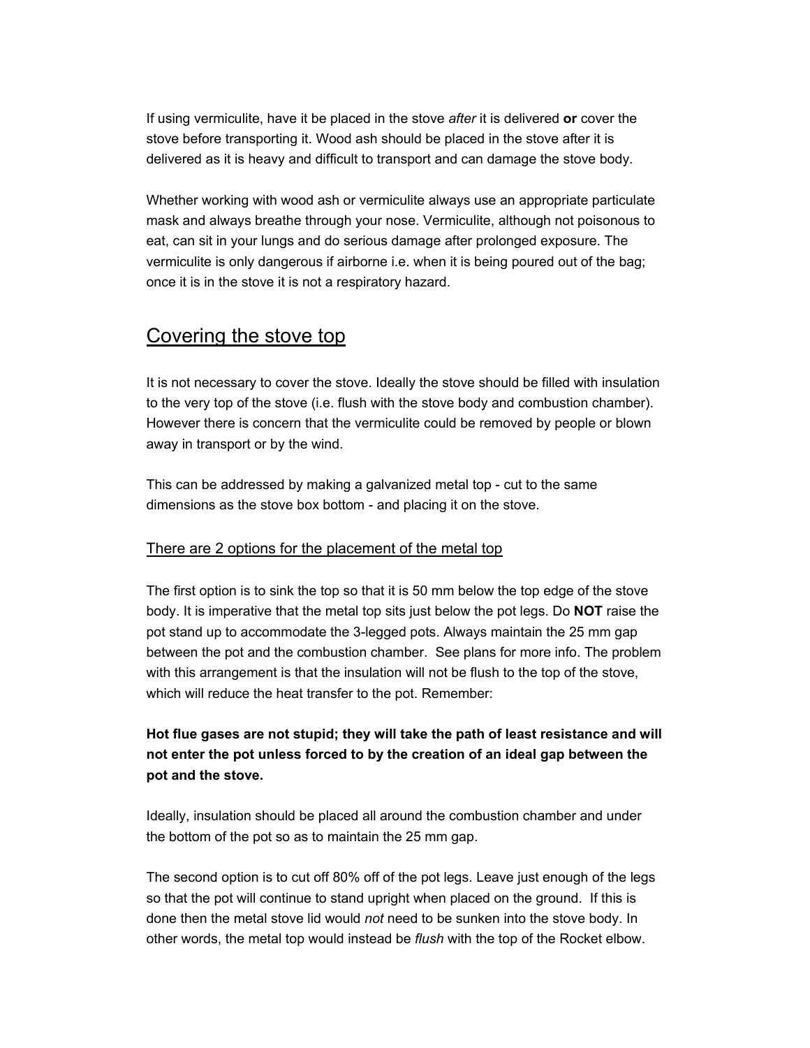If using vermiculite, have it be placed in the stove *after* it is delivered **or** cover the stove before transporting it. Wood ash should be placed in the stove after it is delivered as it is heavy and difficult to transport and can damage the stove body.

Whether working with wood ash or vermiculite always use an appropriate particulate mask and always breathe through your nose. Vermiculite, although not poisonous to eat, can sit in your lungs and do serious damage after prolonged exposure. The vermiculite is only dangerous if airborne i.e. when it is being poured out of the bag; once it is in the stove it is not a respiratory hazard.

## Covering the stove top

It is not necessary to cover the stove. Ideally the stove should be filled with insulation to the very top of the stove (i.e. flush with the stove body and combustion chamber). However there is concern that the vermiculite could be removed by people or blown away in transport or by the wind.

This can be addressed by making a galvanized metal top - cut to the same dimensions as the stove box bottom - and placing it on the stove.

### There are 2 options for the placement of the metal top

The first option is to sink the top so that it is 50 mm below the top edge of the stove body. It is imperative that the metal top sits just below the pot legs. Do **NOT** raise the pot stand up to accommodate the 3-legged pots. Always maintain the 25 mm gap between the pot and the combustion chamber. See plans for more info. The problem with this arrangement is that the insulation will not be flush to the top of the stove, which will reduce the heat transfer to the pot. Remember:

**Hot flue gases are not stupid; they will take the path of least resistance and will not enter the pot unless forced to by the creation of an ideal gap between the pot and the stove.**

Ideally, insulation should be placed all around the combustion chamber and under the bottom of the pot so as to maintain the 25 mm gap.

The second option is to cut off 80% off of the pot legs. Leave just enough of the legs so that the pot will continue to stand upright when placed on the ground. If this is done then the metal stove lid would *not* need to be sunken into the stove body. In other words, the metal top would instead be *flush* with the top of the Rocket elbow.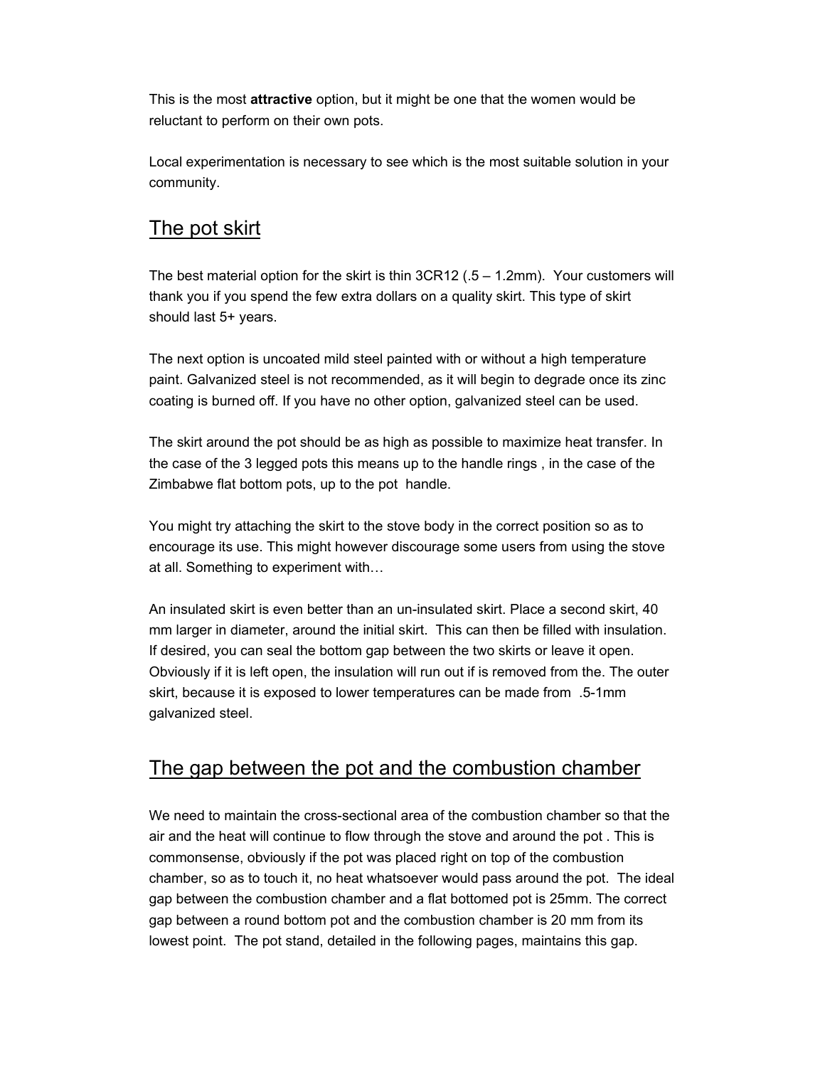This is the most **attractive** option, but it might be one that the women would be reluctant to perform on their own pots.

Local experimentation is necessary to see which is the most suitable solution in your community.

## The pot skirt

The best material option for the skirt is thin 3CR12 (.5 – 1.2mm). Your customers will thank you if you spend the few extra dollars on a quality skirt. This type of skirt should last 5+ years.

The next option is uncoated mild steel painted with or without a high temperature paint. Galvanized steel is not recommended, as it will begin to degrade once its zinc coating is burned off. If you have no other option, galvanized steel can be used.

The skirt around the pot should be as high as possible to maximize heat transfer. In the case of the 3 legged pots this means up to the handle rings , in the case of the Zimbabwe flat bottom pots, up to the pot handle.

You might try attaching the skirt to the stove body in the correct position so as to encourage its use. This might however discourage some users from using the stove at all. Something to experiment with…

An insulated skirt is even better than an un-insulated skirt. Place a second skirt, 40 mm larger in diameter, around the initial skirt. This can then be filled with insulation. If desired, you can seal the bottom gap between the two skirts or leave it open. Obviously if it is left open, the insulation will run out if is removed from the. The outer skirt, because it is exposed to lower temperatures can be made from .5-1mm galvanized steel.

## The gap between the pot and the combustion chamber

We need to maintain the cross-sectional area of the combustion chamber so that the air and the heat will continue to flow through the stove and around the pot . This is commonsense, obviously if the pot was placed right on top of the combustion chamber, so as to touch it, no heat whatsoever would pass around the pot. The ideal gap between the combustion chamber and a flat bottomed pot is 25mm. The correct gap between a round bottom pot and the combustion chamber is 20 mm from its lowest point. The pot stand, detailed in the following pages, maintains this gap.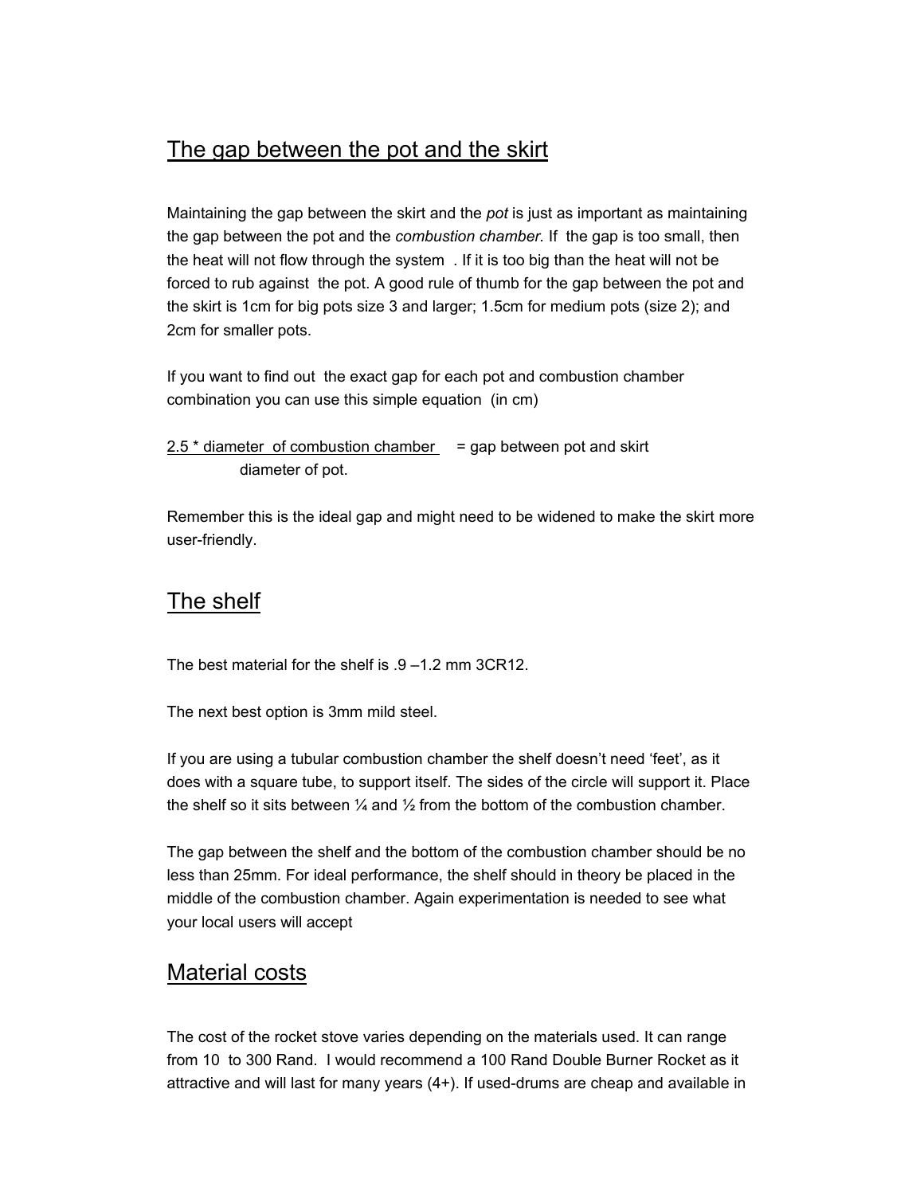## The gap between the pot and the skirt

Maintaining the gap between the skirt and the *pot* is just as important as maintaining the gap between the pot and the *combustion chamber.* If the gap is too small, then the heat will not flow through the system . If it is too big than the heat will not be forced to rub against the pot. A good rule of thumb for the gap between the pot and the skirt is 1cm for big pots size 3 and larger; 1.5cm for medium pots (size 2); and 2cm for smaller pots.

If you want to find out the exact gap for each pot and combustion chamber combination you can use this simple equation (in cm)

$$\frac{2.5 \times \text{diameter of combustion chamber}}{\text{diameter of pot.}} = \text{gap between pot and skirt}$$

Remember this is the ideal gap and might need to be widened to make the skirt more user-friendly.

## The shelf

The best material for the shelf is .9 –1.2 mm 3CR12.

The next best option is 3mm mild steel.

If you are using a tubular combustion chamber the shelf doesn't need 'feet', as it does with a square tube, to support itself. The sides of the circle will support it. Place the shelf so it sits between ¼ and ½ from the bottom of the combustion chamber.

The gap between the shelf and the bottom of the combustion chamber should be no less than 25mm. For ideal performance, the shelf should in theory be placed in the middle of the combustion chamber. Again experimentation is needed to see what your local users will accept

## Material costs

The cost of the rocket stove varies depending on the materials used. It can range from 10 to 300 Rand. I would recommend a 100 Rand Double Burner Rocket as it attractive and will last for many years (4+). If used-drums are cheap and available in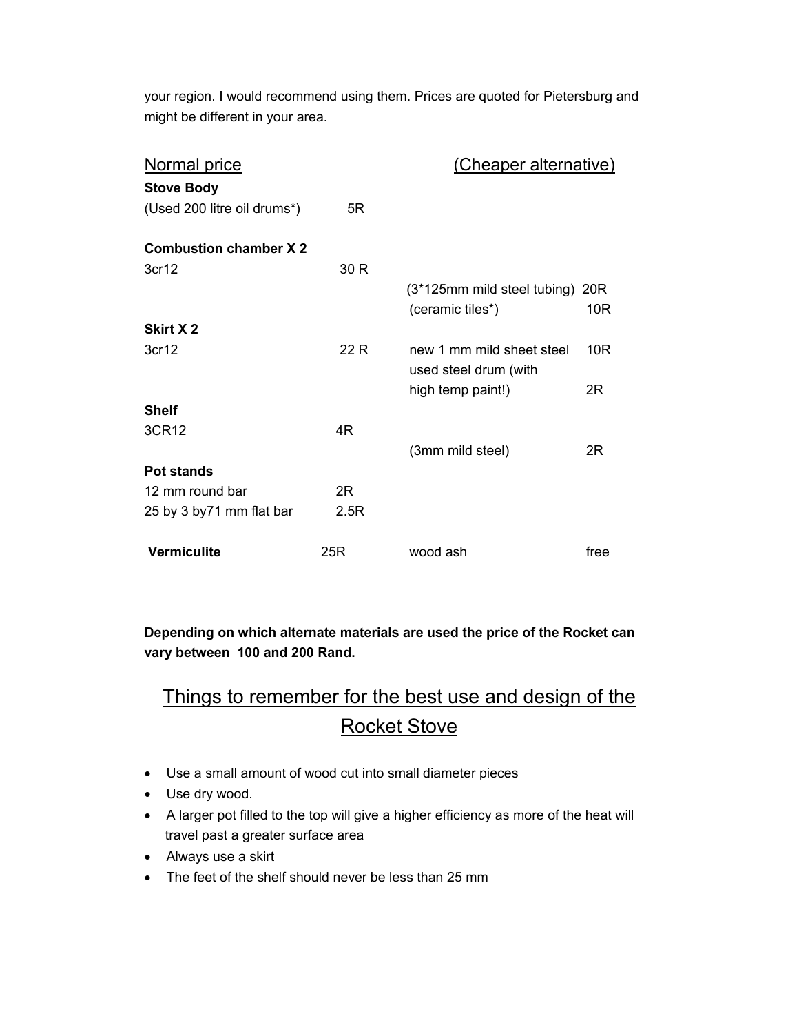your region. I would recommend using them. Prices are quoted for Pietersburg and might be different in your area.

| Normal price | | (Cheaper alternative) | |
|---|---|---|---|
| **Stove Body** | | | |
| (Used 200 litre oil drums*) | 5R | | |
| **Combustion chamber X 2** | | | |
| 3cr12 | 30 R | | |
| | | (3*125mm mild steel tubing) | 20R |
| | | (ceramic tiles*) | 10R |
| **Skirt X 2** | | | |
| 3cr12 | 22 R | new 1 mm mild sheet steel | 10R |
| | | used steel drum (with high temp paint!) | 2R |
| **Shelf** | | | |
| 3CR12 | 4R | | |
| | | (3mm mild steel) | 2R |
| **Pot stands** | | | |
| 12 mm round bar | 2R | | |
| 25 by 3 by71 mm flat bar | 2.5R | | |
| **Vermiculite** | 25R | wood ash | free |

**Depending on which alternate materials are used the price of the Rocket can vary between 100 and 200 Rand.**

## Things to remember for the best use and design of the Rocket Stove

- Use a small amount of wood cut into small diameter pieces
- Use dry wood.
- A larger pot filled to the top will give a higher efficiency as more of the heat will travel past a greater surface area
- Always use a skirt
- The feet of the shelf should never be less than 25 mm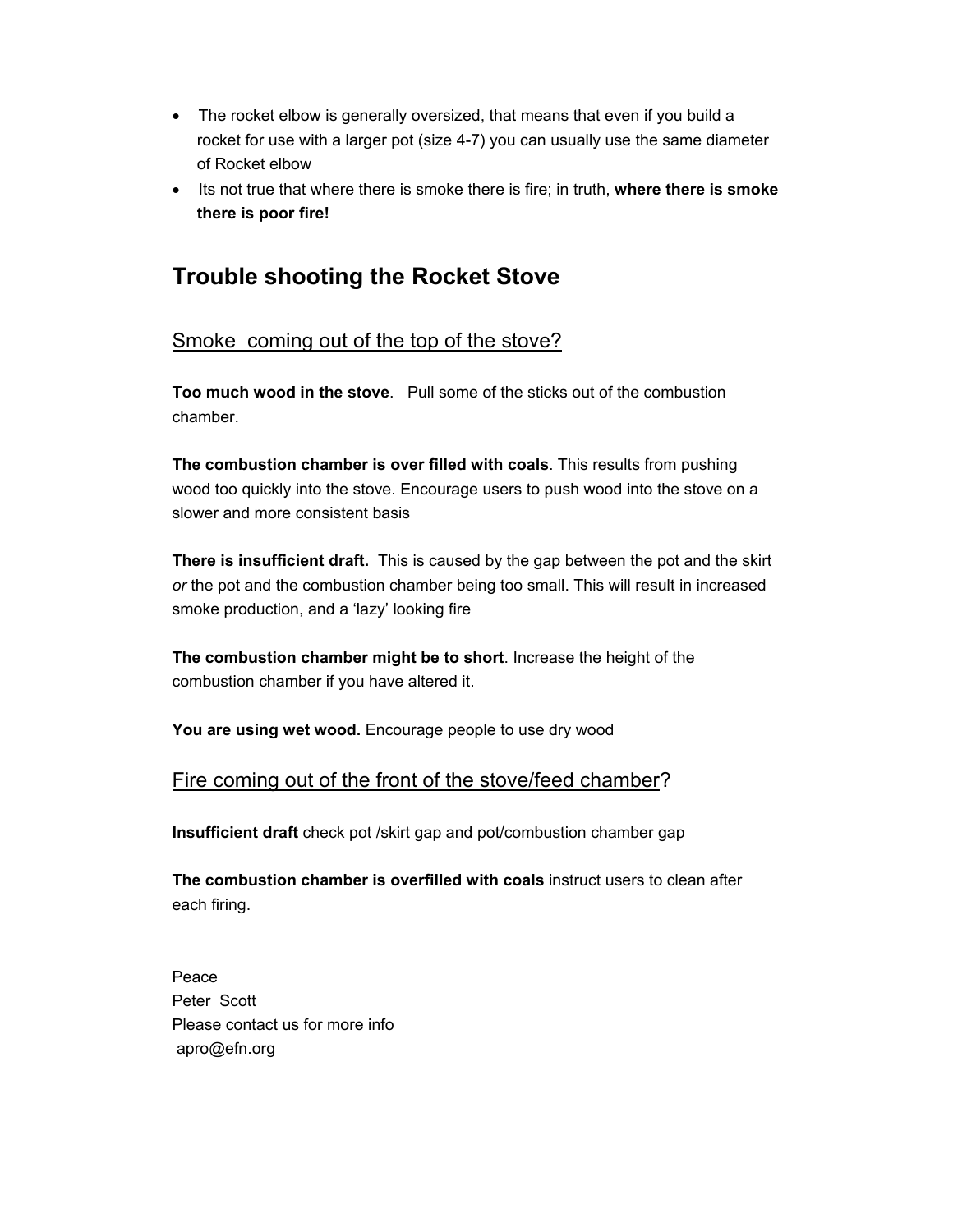- The rocket elbow is generally oversized, that means that even if you build a rocket for use with a larger pot (size 4-7) you can usually use the same diameter of Rocket elbow
- Its not true that where there is smoke there is fire; in truth, **where there is smoke there is poor fire!**

## Trouble shooting the Rocket Stove

### Smoke coming out of the top of the stove?

**Too much wood in the stove**. Pull some of the sticks out of the combustion chamber.

**The combustion chamber is over filled with coals**. This results from pushing wood too quickly into the stove. Encourage users to push wood into the stove on a slower and more consistent basis

**There is insufficient draft.** This is caused by the gap between the pot and the skirt *or* the pot and the combustion chamber being too small. This will result in increased smoke production, and a 'lazy' looking fire

**The combustion chamber might be to short**. Increase the height of the combustion chamber if you have altered it.

**You are using wet wood.** Encourage people to use dry wood

### Fire coming out of the front of the stove/feed chamber?

**Insufficient draft** check pot /skirt gap and pot/combustion chamber gap

**The combustion chamber is overfilled with coals** instruct users to clean after each firing.

Peace
Peter Scott
Please contact us for more info
apro@efn.org